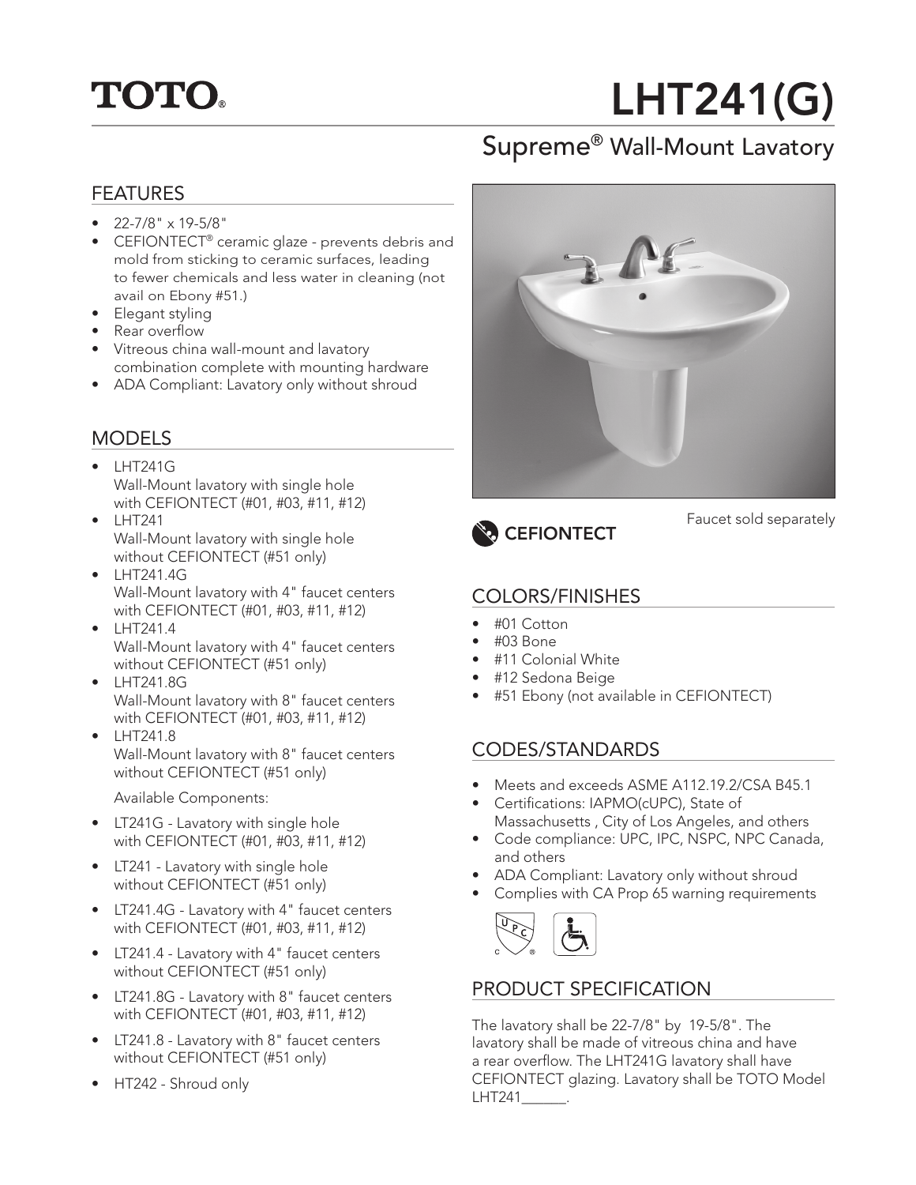TOTO®

# LHT241(G)

## Supreme® Wall-Mount Lavatory

### FEATURES

- 22-7/8" x 19-5/8"
- CEFIONTECT® ceramic glaze - prevents debris and mold from sticking to ceramic surfaces, leading to fewer chemicals and less water in cleaning (not avail on Ebony #51.)
- Elegant styling
- Rear overflow
- Vitreous china wall-mount and lavatory combination complete with mounting hardware
- ADA Compliant: Lavatory only without shroud

### MODELS

- LHT241G
  Wall-Mount lavatory with single hole with CEFIONTECT (#01, #03, #11, #12)
- LHT241
  Wall-Mount lavatory with single hole without CEFIONTECT (#51 only)
- LHT241.4G
  Wall-Mount lavatory with 4" faucet centers with CEFIONTECT (#01, #03, #11, #12)
- LHT241.4
  Wall-Mount lavatory with 4" faucet centers without CEFIONTECT (#51 only)
- LHT241.8G
  Wall-Mount lavatory with 8" faucet centers with CEFIONTECT (#01, #03, #11, #12)
- LHT241.8
  Wall-Mount lavatory with 8" faucet centers without CEFIONTECT (#51 only)

  Available Components:

- LT241G - Lavatory with single hole with CEFIONTECT (#01, #03, #11, #12)
- LT241 - Lavatory with single hole without CEFIONTECT (#51 only)
- LT241.4G - Lavatory with 4" faucet centers with CEFIONTECT (#01, #03, #11, #12)
- LT241.4 - Lavatory with 4" faucet centers without CEFIONTECT (#51 only)
- LT241.8G - Lavatory with 8" faucet centers with CEFIONTECT (#01, #03, #11, #12)
- LT241.8 - Lavatory with 8" faucet centers without CEFIONTECT (#51 only)
- HT242 - Shroud only

CEFIONTECT

Faucet sold separately

### COLORS/FINISHES

- #01 Cotton
- #03 Bone
- #11 Colonial White
- #12 Sedona Beige
- #51 Ebony (not available in CEFIONTECT)

### CODES/STANDARDS

- Meets and exceeds ASME A112.19.2/CSA B45.1
- Certifications: IAPMO(cUPC), State of Massachusetts , City of Los Angeles, and others
- Code compliance: UPC, IPC, NSPC, NPC Canada, and others
- ADA Compliant: Lavatory only without shroud
- Complies with CA Prop 65 warning requirements

### PRODUCT SPECIFICATION

The lavatory shall be 22-7/8" by 19-5/8". The lavatory shall be made of vitreous china and have a rear overflow. The LHT241G lavatory shall have CEFIONTECT glazing. Lavatory shall be TOTO Model LHT241______.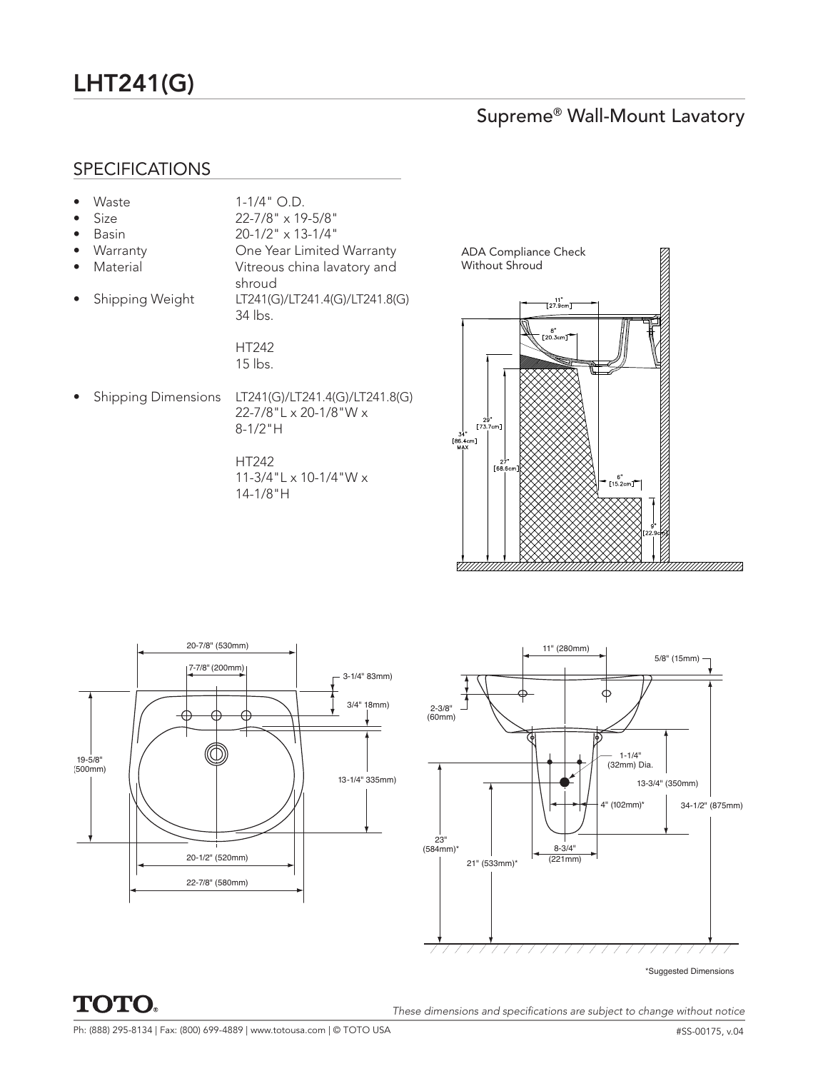# LHT241(G)

## Supreme® Wall-Mount Lavatory

## SPECIFICATIONS

| | |
|---|---|
| • Waste | 1-1/4" O.D. |
| • Size | 22-7/8" x 19-5/8" |
| • Basin | 20-1/2" x 13-1/4" |
| • Warranty | One Year Limited Warranty |
| • Material | Vitreous china lavatory and shroud |
| • Shipping Weight | LT241(G)/LT241.4(G)/LT241.8(G) 34 lbs.<br><br>HT242 15 lbs. |
| • Shipping Dimensions | LT241(G)/LT241.4(G)/LT241.8(G) 22-7/8"L x 20-1/8"W x 8-1/2"H<br><br>HT242 11-3/4"L x 10-1/4"W x 14-1/8"H |

ADA Compliance Check
Without Shroud

11" [27.9cm]
8" [20.3cm]
29" [73.7cm]
34" [86.4cm] MAX
27" [68.6cm]
6" [15.2cm]
9" [22.9cm]

20-7/8" (530mm)
7-7/8" (200mm)
3-1/4" 83mm)
3/4" 18mm)
19-5/8" (500mm)
13-1/4" 335mm)
20-1/2" (520mm)
22-7/8" (580mm)

11" (280mm)
5/8" (15mm)
2-3/8" (60mm)
1-1/4" (32mm) Dia.
13-3/4" (350mm)
4" (102mm)*
34-1/2" (875mm)
23" (584mm)*
8-3/4" (221mm)
21" (533mm)*

*Suggested Dimensions

*These dimensions and specifications are subject to change without notice*

Ph: (888) 295-8134 | Fax: (800) 699-4889 | www.totousa.com | © TOTO USA

#SS-00175, v.04